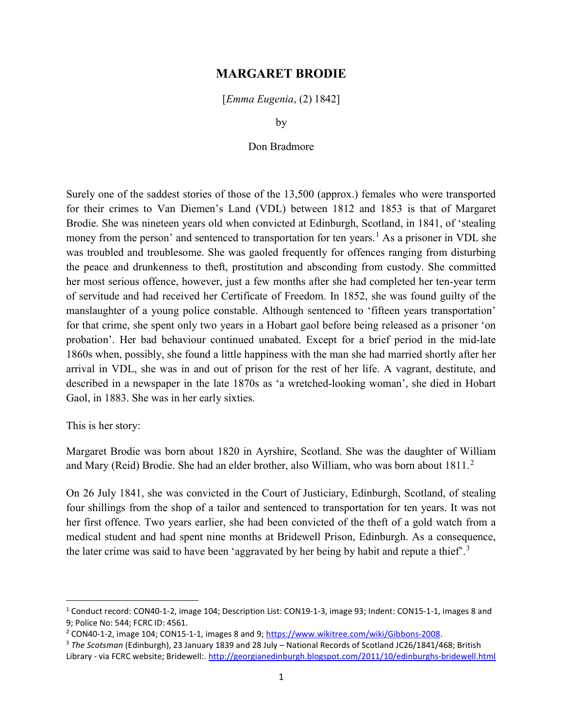# MARGARET BRODIE

[*Emma Eugenia*, (2) 1842]

by

Don Bradmore

Surely one of the saddest stories of those of the 13,500 (approx.) females who were transported for their crimes to Van Diemen's Land (VDL) between 1812 and 1853 is that of Margaret Brodie. She was nineteen years old when convicted at Edinburgh, Scotland, in 1841, of 'stealing money from the person' and sentenced to transportation for ten years.[1] As a prisoner in VDL she was troubled and troublesome. She was gaoled frequently for offences ranging from disturbing the peace and drunkenness to theft, prostitution and absconding from custody. She committed her most serious offence, however, just a few months after she had completed her ten-year term of servitude and had received her Certificate of Freedom. In 1852, she was found guilty of the manslaughter of a young police constable. Although sentenced to 'fifteen years transportation' for that crime, she spent only two years in a Hobart gaol before being released as a prisoner 'on probation'. Her bad behaviour continued unabated. Except for a brief period in the mid-late 1860s when, possibly, she found a little happiness with the man she had married shortly after her arrival in VDL, she was in and out of prison for the rest of her life. A vagrant, destitute, and described in a newspaper in the late 1870s as 'a wretched-looking woman', she died in Hobart Gaol, in 1883. She was in her early sixties.

This is her story:

Margaret Brodie was born about 1820 in Ayrshire, Scotland. She was the daughter of William and Mary (Reid) Brodie. She had an elder brother, also William, who was born about 1811.[2]

On 26 July 1841, she was convicted in the Court of Justiciary, Edinburgh, Scotland, of stealing four shillings from the shop of a tailor and sentenced to transportation for ten years. It was not her first offence. Two years earlier, she had been convicted of the theft of a gold watch from a medical student and had spent nine months at Bridewell Prison, Edinburgh. As a consequence, the later crime was said to have been 'aggravated by her being by habit and repute a thief'.[3]

---

[1] Conduct record: CON40-1-2, image 104; Description List: CON19-1-3, image 93; Indent: CON15-1-1, images 8 and 9; Police No: 544; FCRC ID: 4561.

[2] CON40-1-2, image 104; CON15-1-1, images 8 and 9; https://www.wikitree.com/wiki/Gibbons-2008.

[3] *The Scotsman* (Edinburgh), 23 January 1839 and 28 July – National Records of Scotland JC26/1841/468; British Library - via FCRC website; Bridewell:. http://georgianedinburgh.blogspot.com/2011/10/edinburghs-bridewell.html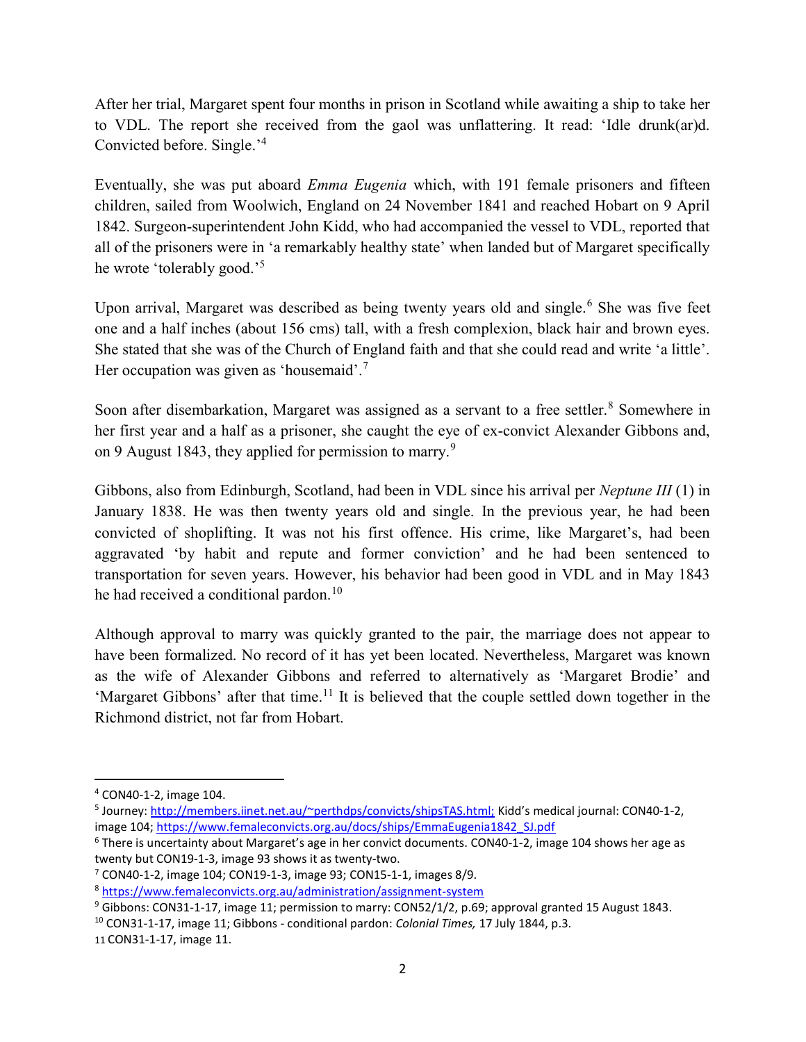After her trial, Margaret spent four months in prison in Scotland while awaiting a ship to take her to VDL. The report she received from the gaol was unflattering. It read: 'Idle drunk(ar)d. Convicted before. Single.'[4]

Eventually, she was put aboard *Emma Eugenia* which, with 191 female prisoners and fifteen children, sailed from Woolwich, England on 24 November 1841 and reached Hobart on 9 April 1842. Surgeon-superintendent John Kidd, who had accompanied the vessel to VDL, reported that all of the prisoners were in 'a remarkably healthy state' when landed but of Margaret specifically he wrote 'tolerably good.'[5]

Upon arrival, Margaret was described as being twenty years old and single.[6] She was five feet one and a half inches (about 156 cms) tall, with a fresh complexion, black hair and brown eyes. She stated that she was of the Church of England faith and that she could read and write 'a little'. Her occupation was given as 'housemaid'.[7]

Soon after disembarkation, Margaret was assigned as a servant to a free settler.[8] Somewhere in her first year and a half as a prisoner, she caught the eye of ex-convict Alexander Gibbons and, on 9 August 1843, they applied for permission to marry.[9]

Gibbons, also from Edinburgh, Scotland, had been in VDL since his arrival per *Neptune III* (1) in January 1838. He was then twenty years old and single. In the previous year, he had been convicted of shoplifting. It was not his first offence. His crime, like Margaret's, had been aggravated 'by habit and repute and former conviction' and he had been sentenced to transportation for seven years. However, his behavior had been good in VDL and in May 1843 he had received a conditional pardon.[10]

Although approval to marry was quickly granted to the pair, the marriage does not appear to have been formalized. No record of it has yet been located. Nevertheless, Margaret was known as the wife of Alexander Gibbons and referred to alternatively as 'Margaret Brodie' and 'Margaret Gibbons' after that time.[11] It is believed that the couple settled down together in the Richmond district, not far from Hobart.

---

[4] CON40-1-2, image 104.

[5] Journey: http://members.iinet.net.au/~perthdps/convicts/shipsTAS.html; Kidd's medical journal: CON40-1-2, image 104; https://www.femaleconvicts.org.au/docs/ships/EmmaEugenia1842_SJ.pdf

[6] There is uncertainty about Margaret's age in her convict documents. CON40-1-2, image 104 shows her age as twenty but CON19-1-3, image 93 shows it as twenty-two.

[7] CON40-1-2, image 104; CON19-1-3, image 93; CON15-1-1, images 8/9.

[8] https://www.femaleconvicts.org.au/administration/assignment-system

[9] Gibbons: CON31-1-17, image 11; permission to marry: CON52/1/2, p.69; approval granted 15 August 1843.

[10] CON31-1-17, image 11; Gibbons - conditional pardon: *Colonial Times,* 17 July 1844, p.3.

[11] CON31-1-17, image 11.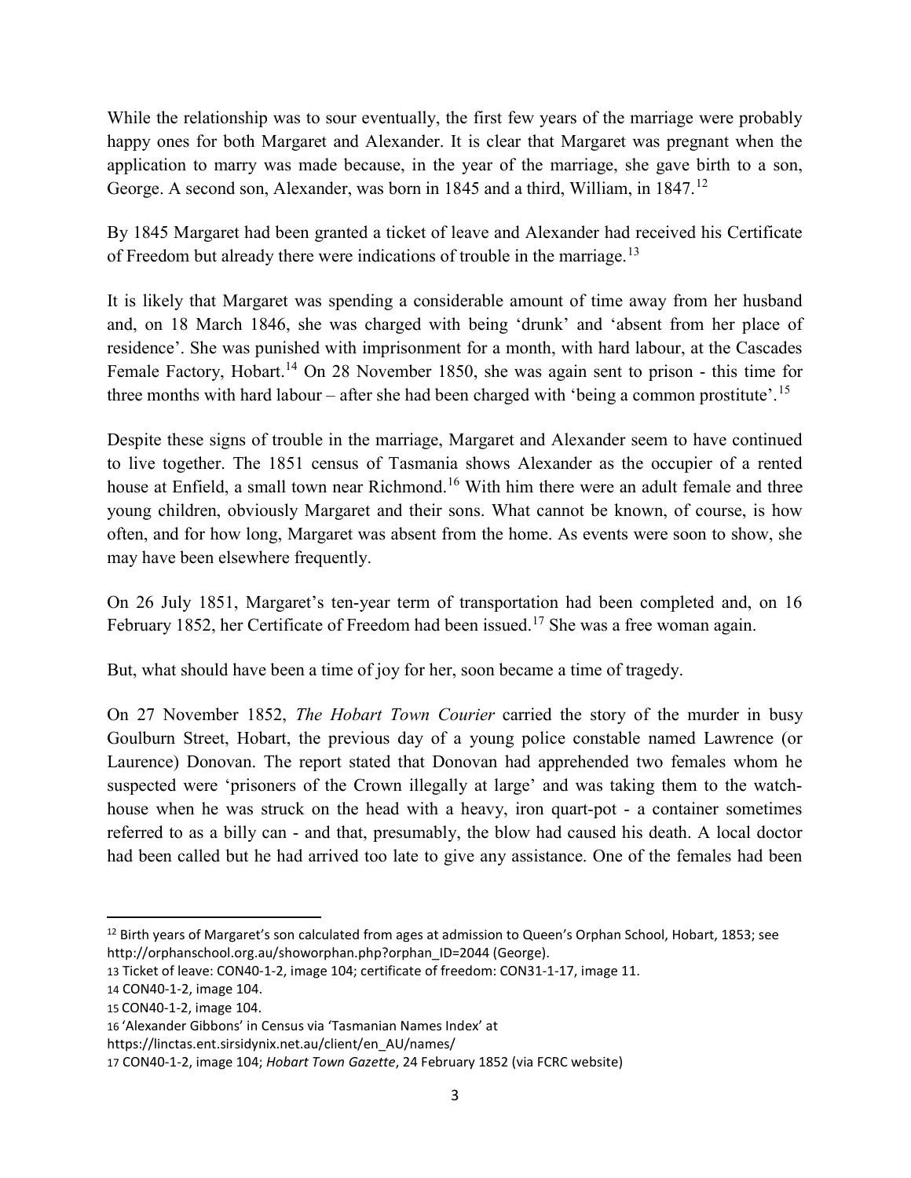While the relationship was to sour eventually, the first few years of the marriage were probably happy ones for both Margaret and Alexander. It is clear that Margaret was pregnant when the application to marry was made because, in the year of the marriage, she gave birth to a son, George. A second son, Alexander, was born in 1845 and a third, William, in 1847.[12]

By 1845 Margaret had been granted a ticket of leave and Alexander had received his Certificate of Freedom but already there were indications of trouble in the marriage.[13]

It is likely that Margaret was spending a considerable amount of time away from her husband and, on 18 March 1846, she was charged with being 'drunk' and 'absent from her place of residence'. She was punished with imprisonment for a month, with hard labour, at the Cascades Female Factory, Hobart.[14] On 28 November 1850, she was again sent to prison - this time for three months with hard labour – after she had been charged with 'being a common prostitute'.[15]

Despite these signs of trouble in the marriage, Margaret and Alexander seem to have continued to live together. The 1851 census of Tasmania shows Alexander as the occupier of a rented house at Enfield, a small town near Richmond.[16] With him there were an adult female and three young children, obviously Margaret and their sons. What cannot be known, of course, is how often, and for how long, Margaret was absent from the home. As events were soon to show, she may have been elsewhere frequently.

On 26 July 1851, Margaret's ten-year term of transportation had been completed and, on 16 February 1852, her Certificate of Freedom had been issued.[17] She was a free woman again.

But, what should have been a time of joy for her, soon became a time of tragedy.

On 27 November 1852, *The Hobart Town Courier* carried the story of the murder in busy Goulburn Street, Hobart, the previous day of a young police constable named Lawrence (or Laurence) Donovan. The report stated that Donovan had apprehended two females whom he suspected were 'prisoners of the Crown illegally at large' and was taking them to the watch-house when he was struck on the head with a heavy, iron quart-pot - a container sometimes referred to as a billy can - and that, presumably, the blow had caused his death. A local doctor had been called but he had arrived too late to give any assistance. One of the females had been

---

[12] Birth years of Margaret's son calculated from ages at admission to Queen's Orphan School, Hobart, 1853; see http://orphanschool.org.au/showorphan.php?orphan_ID=2044 (George).

[13] Ticket of leave: CON40-1-2, image 104; certificate of freedom: CON31-1-17, image 11.

[14] CON40-1-2, image 104.

[15] CON40-1-2, image 104.

[16] 'Alexander Gibbons' in Census via 'Tasmanian Names Index' at https://linctas.ent.sirsidynix.net.au/client/en_AU/names/

[17] CON40-1-2, image 104; *Hobart Town Gazette*, 24 February 1852 (via FCRC website)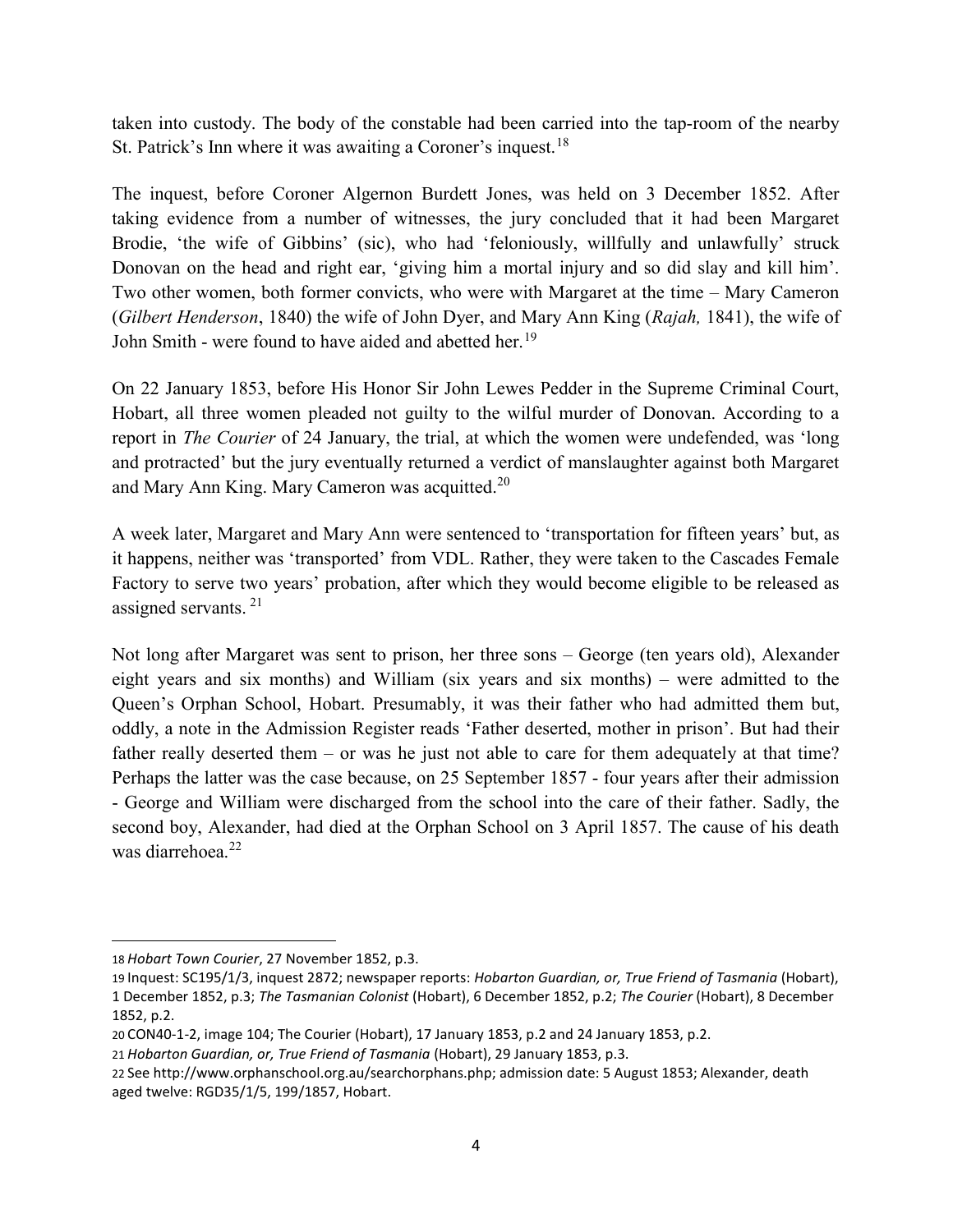taken into custody. The body of the constable had been carried into the tap-room of the nearby St. Patrick's Inn where it was awaiting a Coroner's inquest.[18]

The inquest, before Coroner Algernon Burdett Jones, was held on 3 December 1852. After taking evidence from a number of witnesses, the jury concluded that it had been Margaret Brodie, 'the wife of Gibbins' (sic), who had 'feloniously, willfully and unlawfully' struck Donovan on the head and right ear, 'giving him a mortal injury and so did slay and kill him'. Two other women, both former convicts, who were with Margaret at the time – Mary Cameron (*Gilbert Henderson*, 1840) the wife of John Dyer, and Mary Ann King (*Rajah,* 1841), the wife of John Smith - were found to have aided and abetted her.[19]

On 22 January 1853, before His Honor Sir John Lewes Pedder in the Supreme Criminal Court, Hobart, all three women pleaded not guilty to the wilful murder of Donovan. According to a report in *The Courier* of 24 January, the trial, at which the women were undefended, was 'long and protracted' but the jury eventually returned a verdict of manslaughter against both Margaret and Mary Ann King. Mary Cameron was acquitted.[20]

A week later, Margaret and Mary Ann were sentenced to 'transportation for fifteen years' but, as it happens, neither was 'transported' from VDL. Rather, they were taken to the Cascades Female Factory to serve two years' probation, after which they would become eligible to be released as assigned servants. [21]

Not long after Margaret was sent to prison, her three sons – George (ten years old), Alexander eight years and six months) and William (six years and six months) – were admitted to the Queen's Orphan School, Hobart. Presumably, it was their father who had admitted them but, oddly, a note in the Admission Register reads 'Father deserted, mother in prison'. But had their father really deserted them – or was he just not able to care for them adequately at that time? Perhaps the latter was the case because, on 25 September 1857 - four years after their admission - George and William were discharged from the school into the care of their father. Sadly, the second boy, Alexander, had died at the Orphan School on 3 April 1857. The cause of his death was diarrehoea.[22]

---

18 *Hobart Town Courier*, 27 November 1852, p.3.

19 Inquest: SC195/1/3, inquest 2872; newspaper reports: *Hobarton Guardian, or, True Friend of Tasmania* (Hobart), 1 December 1852, p.3; *The Tasmanian Colonist* (Hobart), 6 December 1852, p.2; *The Courier* (Hobart), 8 December 1852, p.2.

20 CON40-1-2, image 104; The Courier (Hobart), 17 January 1853, p.2 and 24 January 1853, p.2.

21 *Hobarton Guardian, or, True Friend of Tasmania* (Hobart), 29 January 1853, p.3.

22 See http://www.orphanschool.org.au/searchorphans.php; admission date: 5 August 1853; Alexander, death aged twelve: RGD35/1/5, 199/1857, Hobart.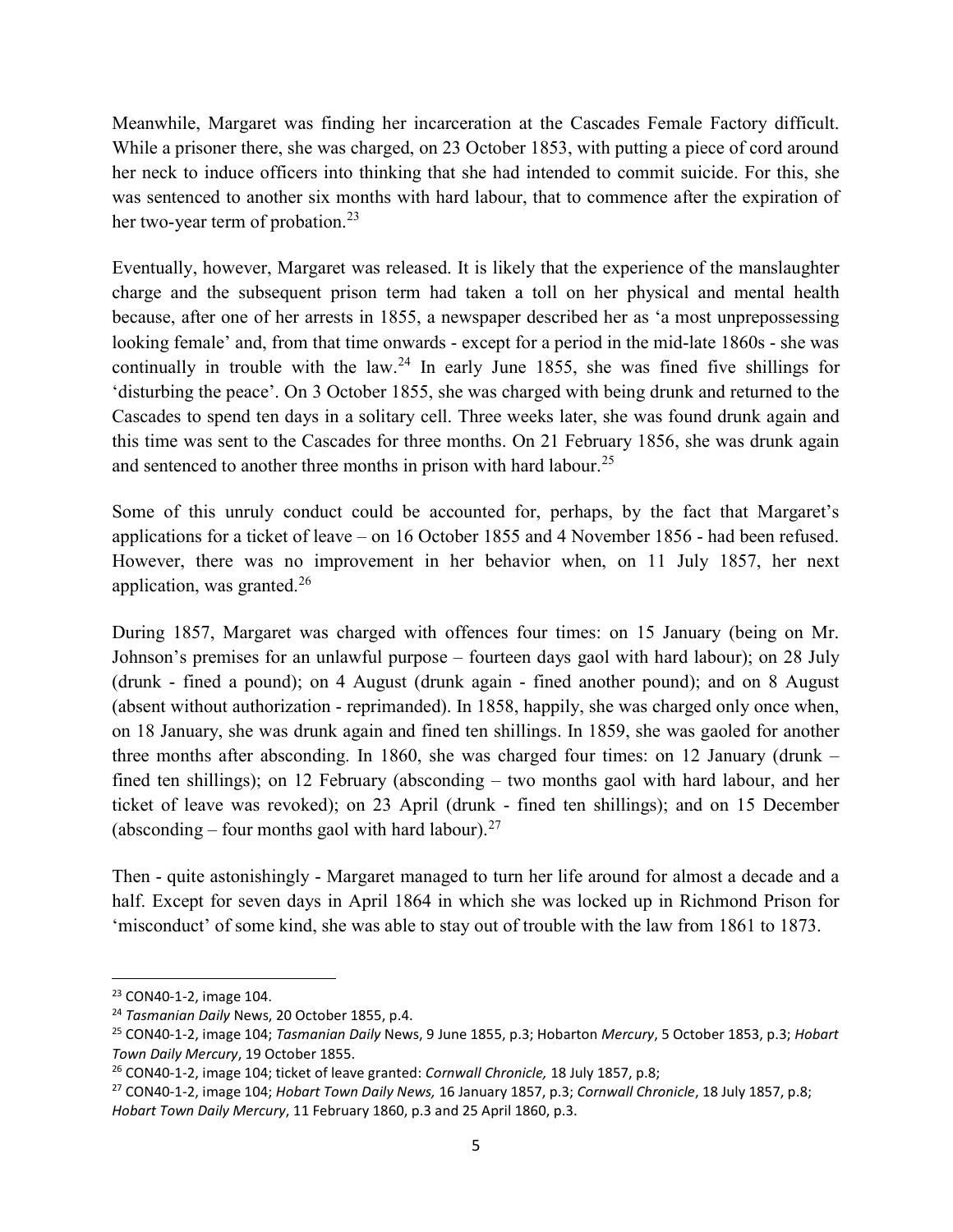Meanwhile, Margaret was finding her incarceration at the Cascades Female Factory difficult. While a prisoner there, she was charged, on 23 October 1853, with putting a piece of cord around her neck to induce officers into thinking that she had intended to commit suicide. For this, she was sentenced to another six months with hard labour, that to commence after the expiration of her two-year term of probation.[23]

Eventually, however, Margaret was released. It is likely that the experience of the manslaughter charge and the subsequent prison term had taken a toll on her physical and mental health because, after one of her arrests in 1855, a newspaper described her as 'a most unprepossessing looking female' and, from that time onwards - except for a period in the mid-late 1860s - she was continually in trouble with the law.[24] In early June 1855, she was fined five shillings for 'disturbing the peace'. On 3 October 1855, she was charged with being drunk and returned to the Cascades to spend ten days in a solitary cell. Three weeks later, she was found drunk again and this time was sent to the Cascades for three months. On 21 February 1856, she was drunk again and sentenced to another three months in prison with hard labour.[25]

Some of this unruly conduct could be accounted for, perhaps, by the fact that Margaret's applications for a ticket of leave – on 16 October 1855 and 4 November 1856 - had been refused. However, there was no improvement in her behavior when, on 11 July 1857, her next application, was granted.[26]

During 1857, Margaret was charged with offences four times: on 15 January (being on Mr. Johnson's premises for an unlawful purpose – fourteen days gaol with hard labour); on 28 July (drunk - fined a pound); on 4 August (drunk again - fined another pound); and on 8 August (absent without authorization - reprimanded). In 1858, happily, she was charged only once when, on 18 January, she was drunk again and fined ten shillings. In 1859, she was gaoled for another three months after absconding. In 1860, she was charged four times: on 12 January (drunk – fined ten shillings); on 12 February (absconding – two months gaol with hard labour, and her ticket of leave was revoked); on 23 April (drunk - fined ten shillings); and on 15 December (absconding – four months gaol with hard labour).[27]

Then - quite astonishingly - Margaret managed to turn her life around for almost a decade and a half. Except for seven days in April 1864 in which she was locked up in Richmond Prison for 'misconduct' of some kind, she was able to stay out of trouble with the law from 1861 to 1873.

---

[23] CON40-1-2, image 104.

[24] *Tasmanian Daily* News, 20 October 1855, p.4.

[25] CON40-1-2, image 104; *Tasmanian Daily* News, 9 June 1855, p.3; Hobarton *Mercury*, 5 October 1853, p.3; *Hobart Town Daily Mercury*, 19 October 1855.

[26] CON40-1-2, image 104; ticket of leave granted: *Cornwall Chronicle,* 18 July 1857, p.8;

[27] CON40-1-2, image 104; *Hobart Town Daily News,* 16 January 1857, p.3; *Cornwall Chronicle*, 18 July 1857, p.8; *Hobart Town Daily Mercury*, 11 February 1860, p.3 and 25 April 1860, p.3.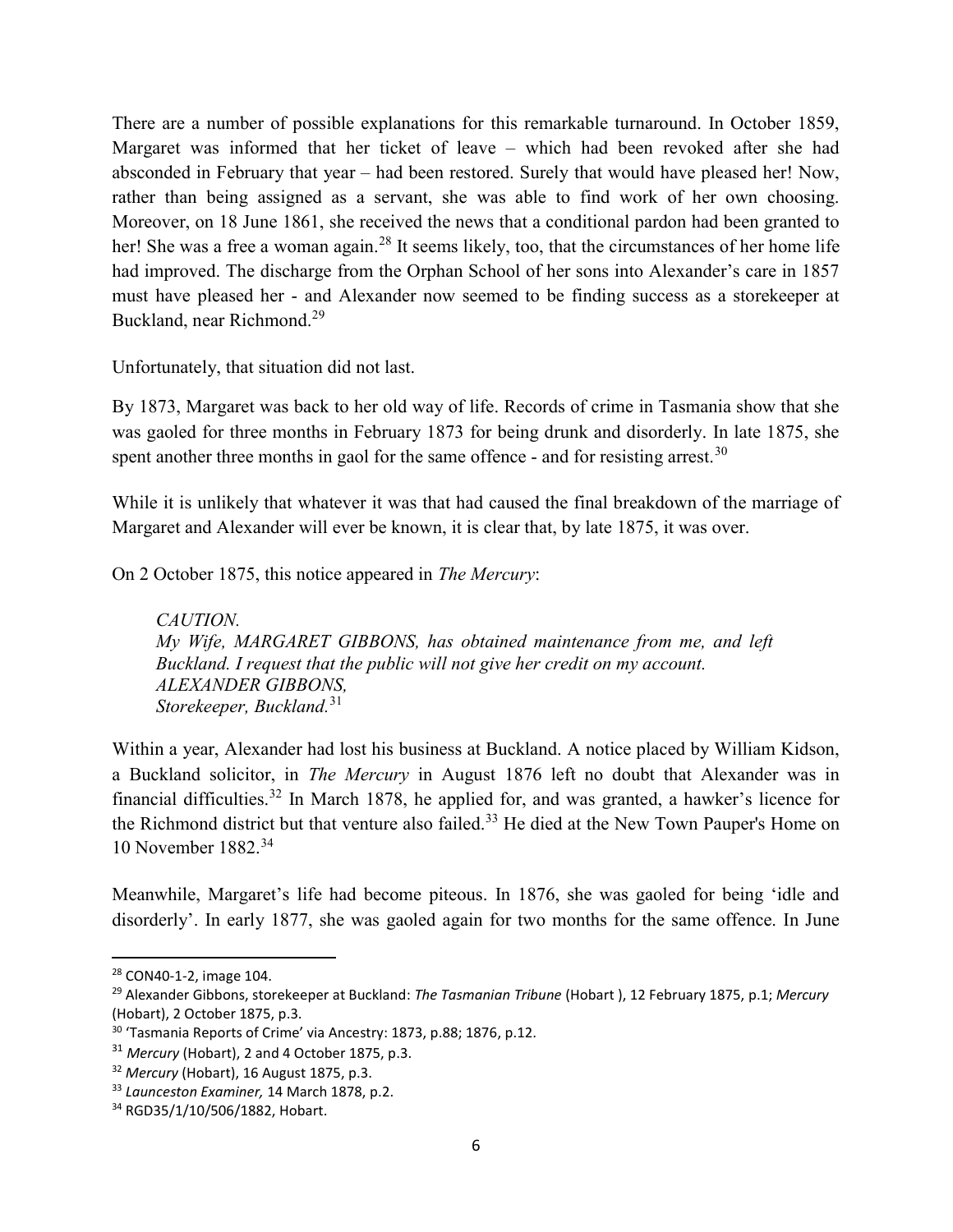There are a number of possible explanations for this remarkable turnaround. In October 1859, Margaret was informed that her ticket of leave – which had been revoked after she had absconded in February that year – had been restored. Surely that would have pleased her! Now, rather than being assigned as a servant, she was able to find work of her own choosing. Moreover, on 18 June 1861, she received the news that a conditional pardon had been granted to her! She was a free a woman again.[28] It seems likely, too, that the circumstances of her home life had improved. The discharge from the Orphan School of her sons into Alexander's care in 1857 must have pleased her - and Alexander now seemed to be finding success as a storekeeper at Buckland, near Richmond.[29]

Unfortunately, that situation did not last.

By 1873, Margaret was back to her old way of life. Records of crime in Tasmania show that she was gaoled for three months in February 1873 for being drunk and disorderly. In late 1875, she spent another three months in gaol for the same offence - and for resisting arrest.[30]

While it is unlikely that whatever it was that had caused the final breakdown of the marriage of Margaret and Alexander will ever be known, it is clear that, by late 1875, it was over.

On 2 October 1875, this notice appeared in *The Mercury*:

> *CAUTION.*
> *My Wife, MARGARET GIBBONS, has obtained maintenance from me, and left Buckland. I request that the public will not give her credit on my account.*
> *ALEXANDER GIBBONS,*
> *Storekeeper, Buckland.*[31]

Within a year, Alexander had lost his business at Buckland. A notice placed by William Kidson, a Buckland solicitor, in *The Mercury* in August 1876 left no doubt that Alexander was in financial difficulties.[32] In March 1878, he applied for, and was granted, a hawker's licence for the Richmond district but that venture also failed.[33] He died at the New Town Pauper's Home on 10 November 1882.[34]

Meanwhile, Margaret's life had become piteous. In 1876, she was gaoled for being 'idle and disorderly'. In early 1877, she was gaoled again for two months for the same offence. In June

---

[28] CON40-1-2, image 104.

[29] Alexander Gibbons, storekeeper at Buckland: *The Tasmanian Tribune* (Hobart ), 12 February 1875, p.1; *Mercury* (Hobart), 2 October 1875, p.3.

[30] 'Tasmania Reports of Crime' via Ancestry: 1873, p.88; 1876, p.12.

[31] *Mercury* (Hobart), 2 and 4 October 1875, p.3.

[32] *Mercury* (Hobart), 16 August 1875, p.3.

[33] *Launceston Examiner,* 14 March 1878, p.2.

[34] RGD35/1/10/506/1882, Hobart.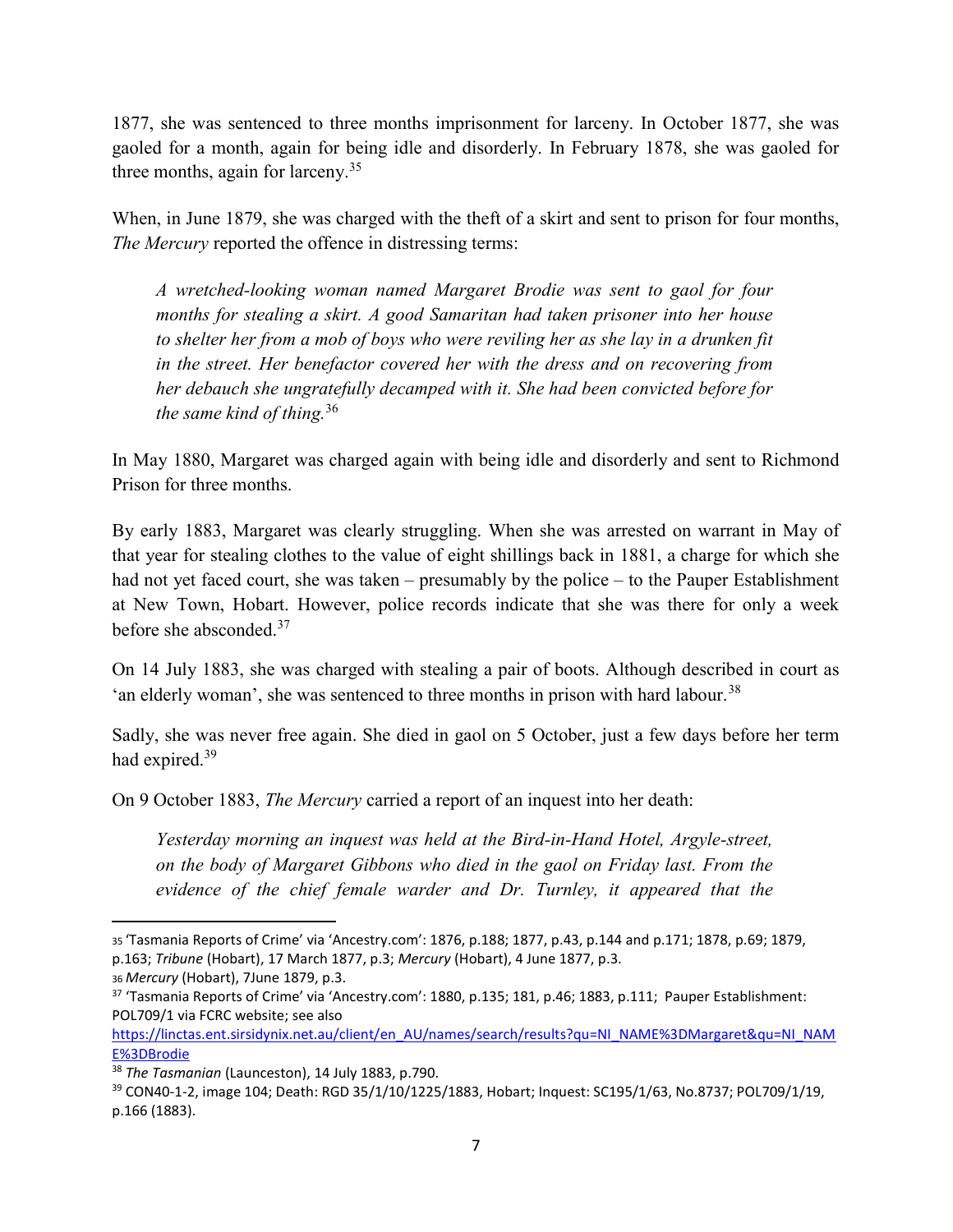1877, she was sentenced to three months imprisonment for larceny. In October 1877, she was gaoled for a month, again for being idle and disorderly. In February 1878, she was gaoled for three months, again for larceny.[35]

When, in June 1879, she was charged with the theft of a skirt and sent to prison for four months, *The Mercury* reported the offence in distressing terms:

> *A wretched-looking woman named Margaret Brodie was sent to gaol for four months for stealing a skirt. A good Samaritan had taken prisoner into her house to shelter her from a mob of boys who were reviling her as she lay in a drunken fit in the street. Her benefactor covered her with the dress and on recovering from her debauch she ungratefully decamped with it. She had been convicted before for the same kind of thing.*[36]

In May 1880, Margaret was charged again with being idle and disorderly and sent to Richmond Prison for three months.

By early 1883, Margaret was clearly struggling. When she was arrested on warrant in May of that year for stealing clothes to the value of eight shillings back in 1881, a charge for which she had not yet faced court, she was taken – presumably by the police – to the Pauper Establishment at New Town, Hobart. However, police records indicate that she was there for only a week before she absconded.[37]

On 14 July 1883, she was charged with stealing a pair of boots. Although described in court as 'an elderly woman', she was sentenced to three months in prison with hard labour.[38]

Sadly, she was never free again. She died in gaol on 5 October, just a few days before her term had expired.[39]

On 9 October 1883, *The Mercury* carried a report of an inquest into her death:

> *Yesterday morning an inquest was held at the Bird-in-Hand Hotel, Argyle-street, on the body of Margaret Gibbons who died in the gaol on Friday last. From the evidence of the chief female warder and Dr. Turnley, it appeared that the*

---

35 'Tasmania Reports of Crime' via 'Ancestry.com': 1876, p.188; 1877, p.43, p.144 and p.171; 1878, p.69; 1879, p.163; *Tribune* (Hobart), 17 March 1877, p.3; *Mercury* (Hobart), 4 June 1877, p.3.

36 *Mercury* (Hobart), 7June 1879, p.3.

37 'Tasmania Reports of Crime' via 'Ancestry.com': 1880, p.135; 181, p.46; 1883, p.111; Pauper Establishment: POL709/1 via FCRC website; see also https://linctas.ent.sirsidynix.net.au/client/en_AU/names/search/results?qu=NI_NAME%3DMargaret&qu=NI_NAME%3DBrodie

38 *The Tasmanian* (Launceston), 14 July 1883, p.790.

39 CON40-1-2, image 104; Death: RGD 35/1/10/1225/1883, Hobart; Inquest: SC195/1/63, No.8737; POL709/1/19, p.166 (1883).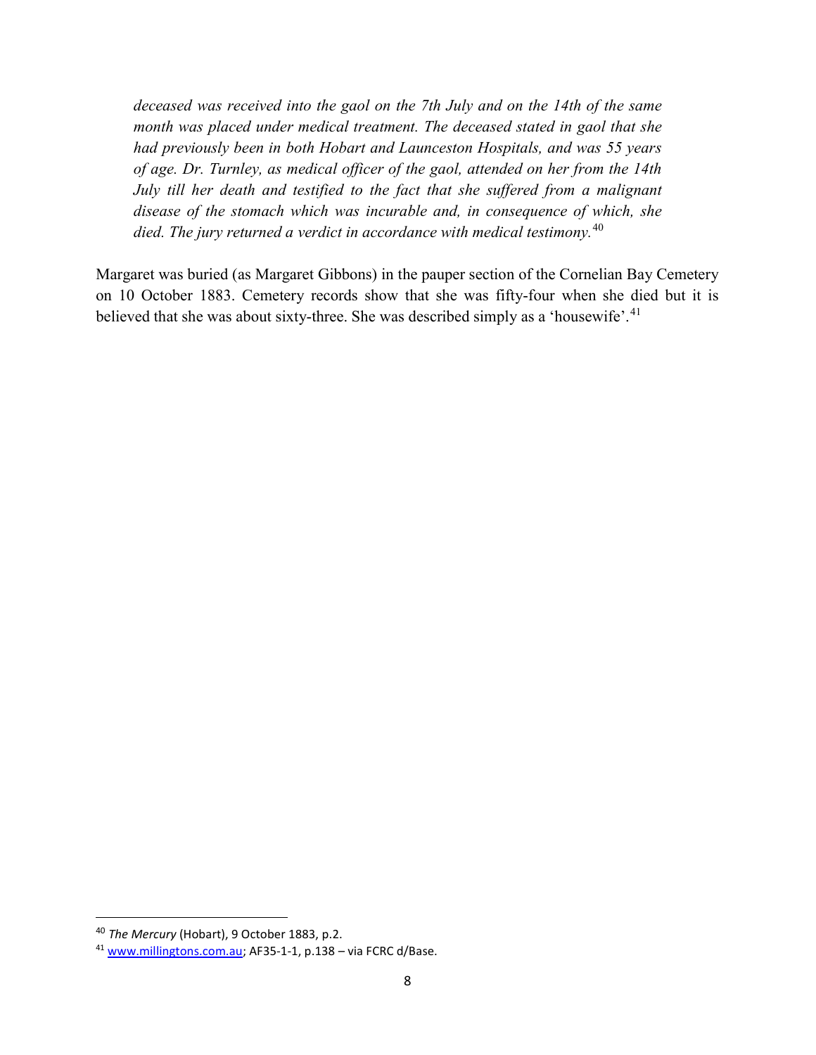*deceased was received into the gaol on the 7th July and on the 14th of the same month was placed under medical treatment. The deceased stated in gaol that she had previously been in both Hobart and Launceston Hospitals, and was 55 years of age. Dr. Turnley, as medical officer of the gaol, attended on her from the 14th July till her death and testified to the fact that she suffered from a malignant disease of the stomach which was incurable and, in consequence of which, she died. The jury returned a verdict in accordance with medical testimony.*[40]

Margaret was buried (as Margaret Gibbons) in the pauper section of the Cornelian Bay Cemetery on 10 October 1883. Cemetery records show that she was fifty-four when she died but it is believed that she was about sixty-three. She was described simply as a 'housewife'.[41]

---

[40] *The Mercury* (Hobart), 9 October 1883, p.2.

[41] www.millingtons.com.au; AF35-1-1, p.138 – via FCRC d/Base.